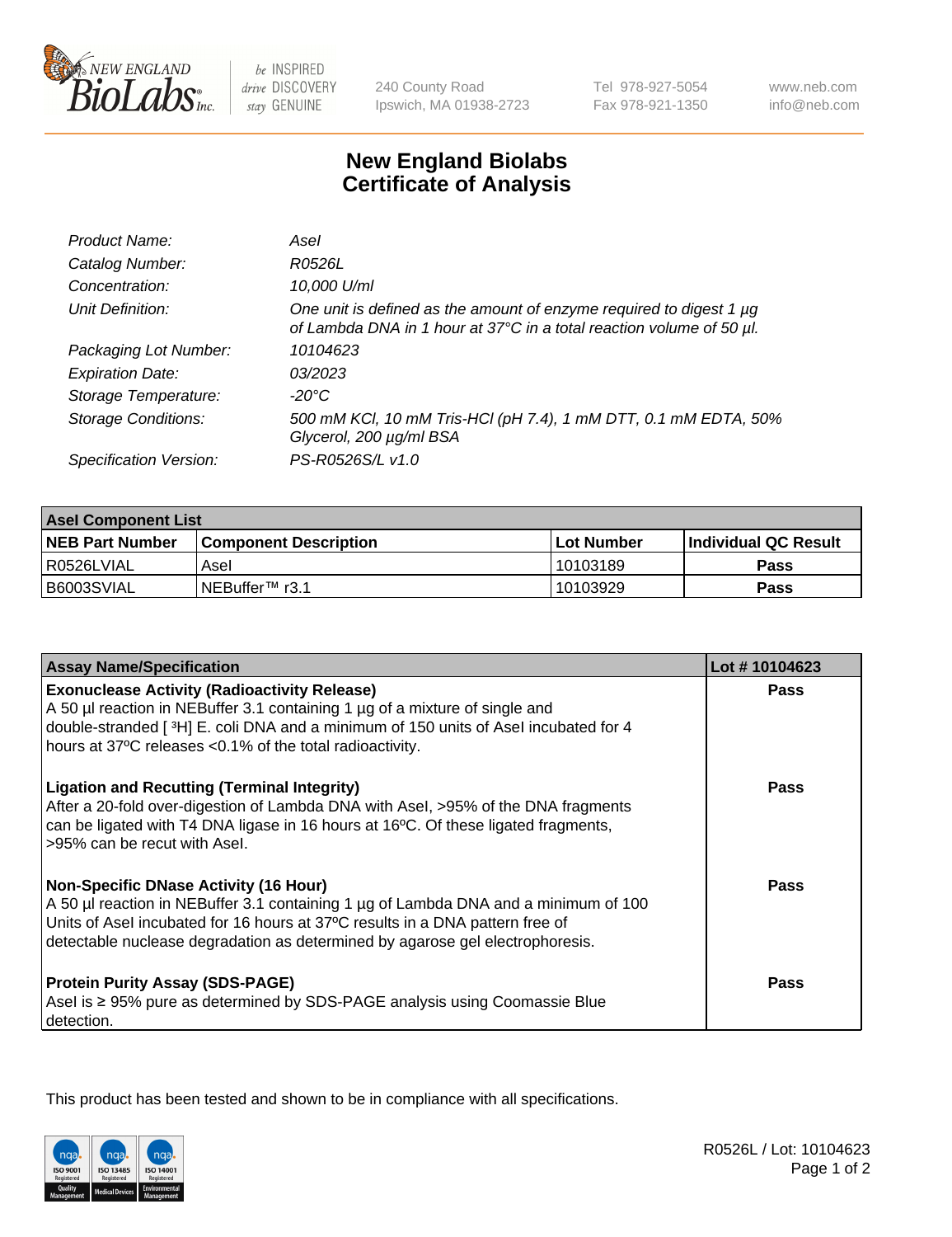# New England Biolabs
# Certificate of Analysis

| | |
|---|---|
| *Product Name:* | *AseI* |
| *Catalog Number:* | *R0526L* |
| *Concentration:* | *10,000 U/ml* |
| *Unit Definition:* | *One unit is defined as the amount of enzyme required to digest 1 µg of Lambda DNA in 1 hour at 37°C in a total reaction volume of 50 µl.* |
| *Packaging Lot Number:* | *10104623* |
| *Expiration Date:* | *03/2023* |
| *Storage Temperature:* | *-20°C* |
| *Storage Conditions:* | *500 mM KCl, 10 mM Tris-HCl (pH 7.4), 1 mM DTT, 0.1 mM EDTA, 50% Glycerol, 200 µg/ml BSA* |
| *Specification Version:* | *PS-R0526S/L v1.0* |

| AseI Component List | | | |
|---|---|---|---|
| **NEB Part Number** | **Component Description** | **Lot Number** | **Individual QC Result** |
| R0526LVIAL | AseI | 10103189 | **Pass** |
| B6003SVIAL | NEBuffer™ r3.1 | 10103929 | **Pass** |

| Assay Name/Specification | Lot # 10104623 |
|---|---|
| **Exonuclease Activity (Radioactivity Release)**<br>A 50 µl reaction in NEBuffer 3.1 containing 1 µg of a mixture of single and double-stranded [ $^3$H] E. coli DNA and a minimum of 150 units of AseI incubated for 4 hours at 37ºC releases <0.1% of the total radioactivity. | **Pass** |
| **Ligation and Recutting (Terminal Integrity)**<br>After a 20-fold over-digestion of Lambda DNA with AseI, >95% of the DNA fragments can be ligated with T4 DNA ligase in 16 hours at 16ºC. Of these ligated fragments, >95% can be recut with AseI. | **Pass** |
| **Non-Specific DNase Activity (16 Hour)**<br>A 50 µl reaction in NEBuffer 3.1 containing 1 µg of Lambda DNA and a minimum of 100 Units of AseI incubated for 16 hours at 37ºC results in a DNA pattern free of detectable nuclease degradation as determined by agarose gel electrophoresis. | **Pass** |
| **Protein Purity Assay (SDS-PAGE)**<br>AseI is ≥ 95% pure as determined by SDS-PAGE analysis using Coomassie Blue detection. | **Pass** |

This product has been tested and shown to be in compliance with all specifications.

R0526L / Lot: 10104623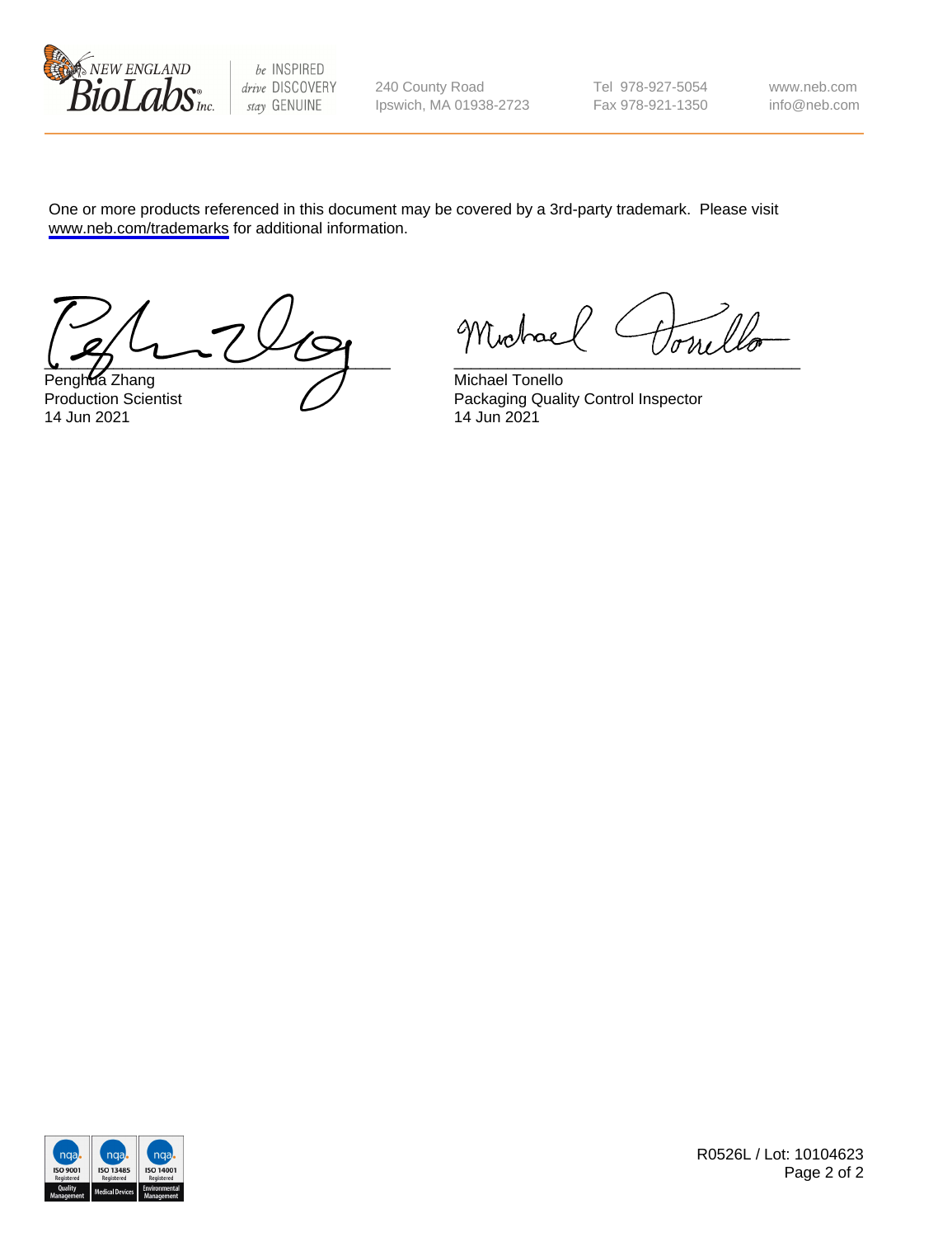One or more products referenced in this document may be covered by a 3rd-party trademark. Please visit www.neb.com/trademarks for additional information.

Penghua Zhang
Production Scientist
14 Jun 2021

Michael Tonello
Packaging Quality Control Inspector
14 Jun 2021

R0526L / Lot: 10104623